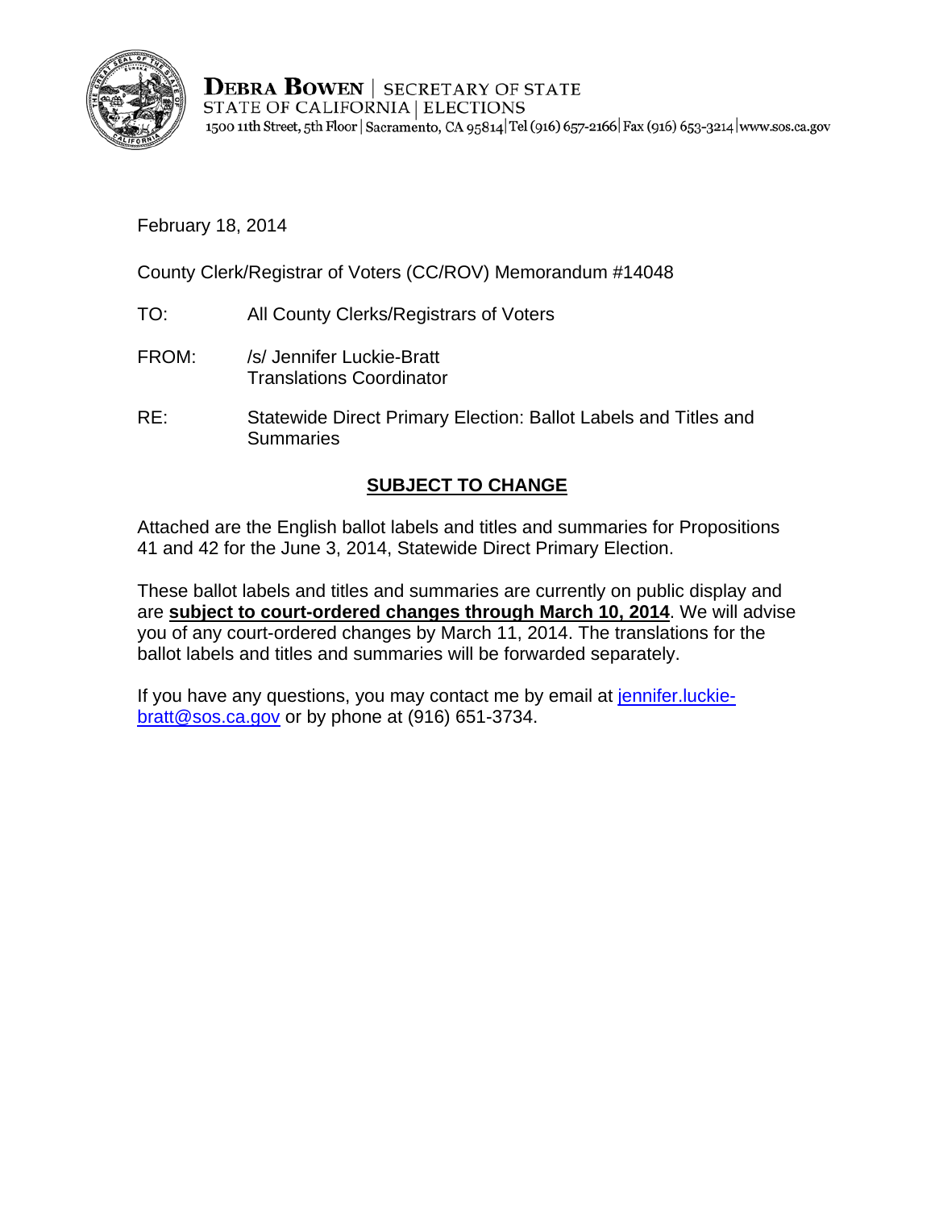**DEBRA BOWEN** | SECRETARY OF STATE
STATE OF CALIFORNIA | ELECTIONS
1500 11th Street, 5th Floor | Sacramento, CA 95814 | Tel (916) 657-2166 | Fax (916) 653-3214 | www.sos.ca.gov

February 18, 2014

County Clerk/Registrar of Voters (CC/ROV) Memorandum #14048

TO: All County Clerks/Registrars of Voters

FROM: /s/ Jennifer Luckie-Bratt
Translations Coordinator

RE: Statewide Direct Primary Election: Ballot Labels and Titles and Summaries

## SUBJECT TO CHANGE

Attached are the English ballot labels and titles and summaries for Propositions 41 and 42 for the June 3, 2014, Statewide Direct Primary Election.

These ballot labels and titles and summaries are currently on public display and are **subject to court-ordered changes through March 10, 2014**. We will advise you of any court-ordered changes by March 11, 2014. The translations for the ballot labels and titles and summaries will be forwarded separately.

If you have any questions, you may contact me by email at jennifer.luckie-bratt@sos.ca.gov or by phone at (916) 651-3734.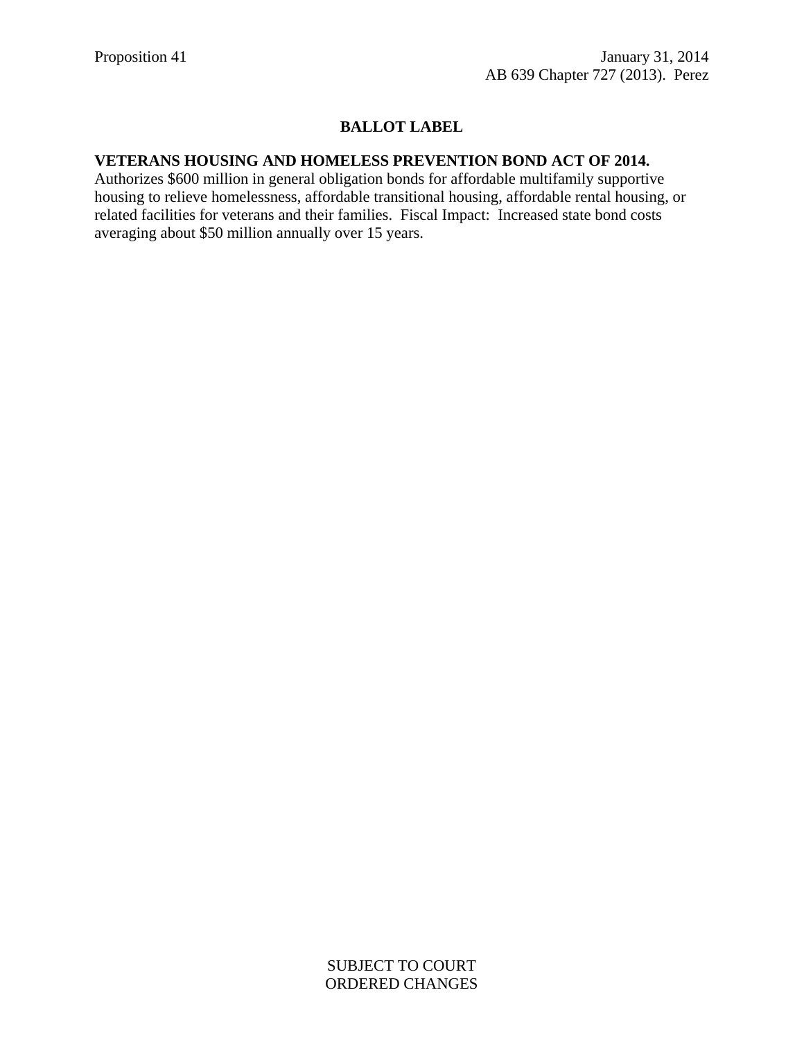Proposition 41 January 31, 2014
AB 639 Chapter 727 (2013). Perez

## BALLOT LABEL

**VETERANS HOUSING AND HOMELESS PREVENTION BOND ACT OF 2014.** Authorizes $600 million in general obligation bonds for affordable multifamily supportive housing to relieve homelessness, affordable transitional housing, affordable rental housing, or related facilities for veterans and their families. Fiscal Impact: Increased state bond costs averaging about $50 million annually over 15 years.

SUBJECT TO COURT ORDERED CHANGES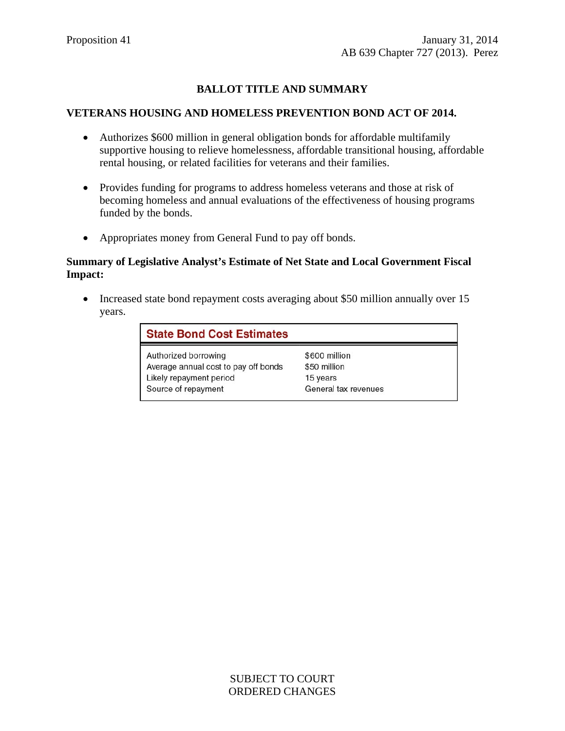Proposition 41

January 31, 2014
AB 639 Chapter 727 (2013). Perez

## BALLOT TITLE AND SUMMARY

### VETERANS HOUSING AND HOMELESS PREVENTION BOND ACT OF 2014.

- Authorizes $600 million in general obligation bonds for affordable multifamily supportive housing to relieve homelessness, affordable transitional housing, affordable rental housing, or related facilities for veterans and their families.
- Provides funding for programs to address homeless veterans and those at risk of becoming homeless and annual evaluations of the effectiveness of housing programs funded by the bonds.
- Appropriates money from General Fund to pay off bonds.

**Summary of Legislative Analyst's Estimate of Net State and Local Government Fiscal Impact:**

- Increased state bond repayment costs averaging about $50 million annually over 15 years.

| State Bond Cost Estimates | |
|---|---|
| Authorized borrowing | $600 million |
| Average annual cost to pay off bonds | $50 million |
| Likely repayment period | 15 years |
| Source of repayment | General tax revenues |

SUBJECT TO COURT ORDERED CHANGES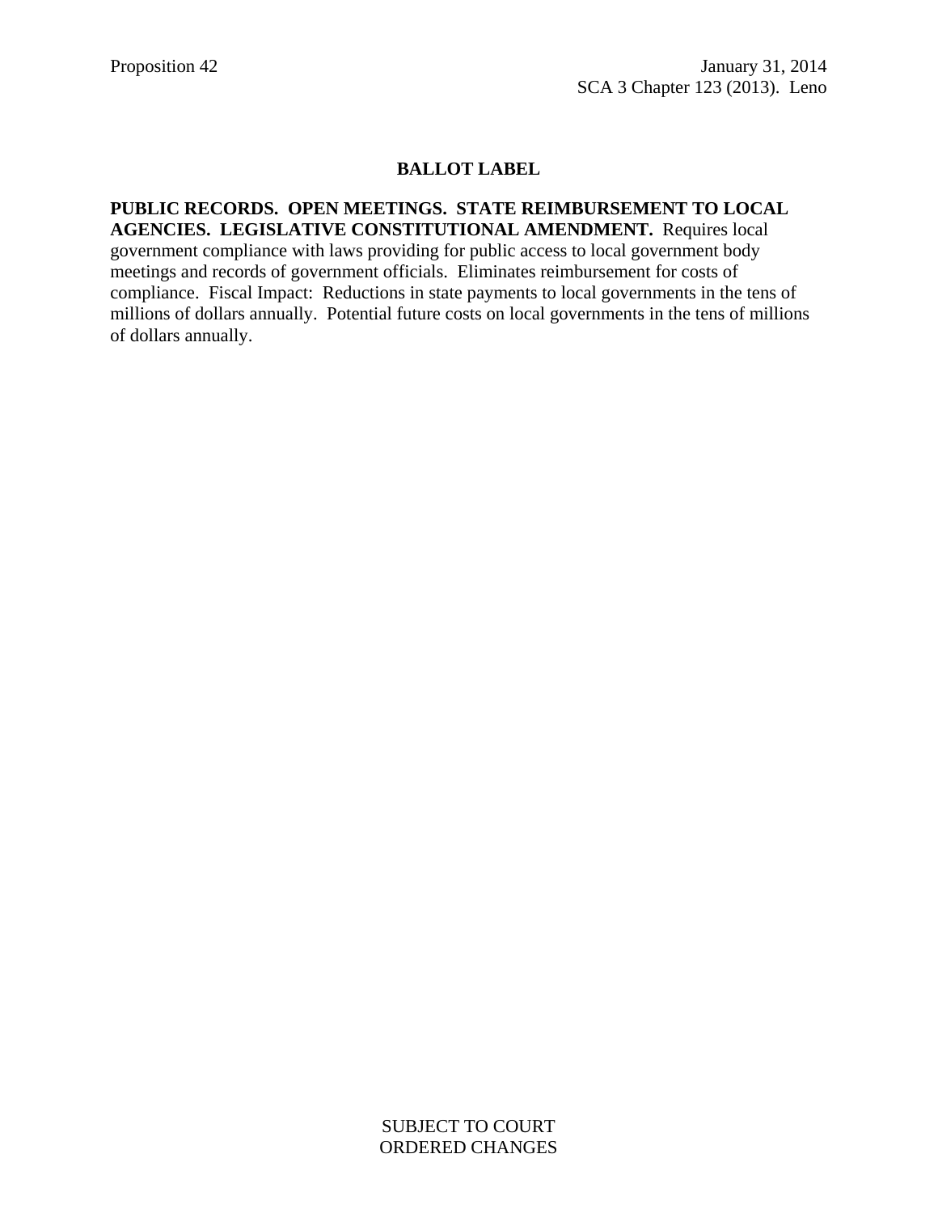Proposition 42

January 31, 2014
SCA 3 Chapter 123 (2013). Leno

## BALLOT LABEL

**PUBLIC RECORDS. OPEN MEETINGS. STATE REIMBURSEMENT TO LOCAL AGENCIES. LEGISLATIVE CONSTITUTIONAL AMENDMENT.** Requires local government compliance with laws providing for public access to local government body meetings and records of government officials. Eliminates reimbursement for costs of compliance. Fiscal Impact: Reductions in state payments to local governments in the tens of millions of dollars annually. Potential future costs on local governments in the tens of millions of dollars annually.

SUBJECT TO COURT
ORDERED CHANGES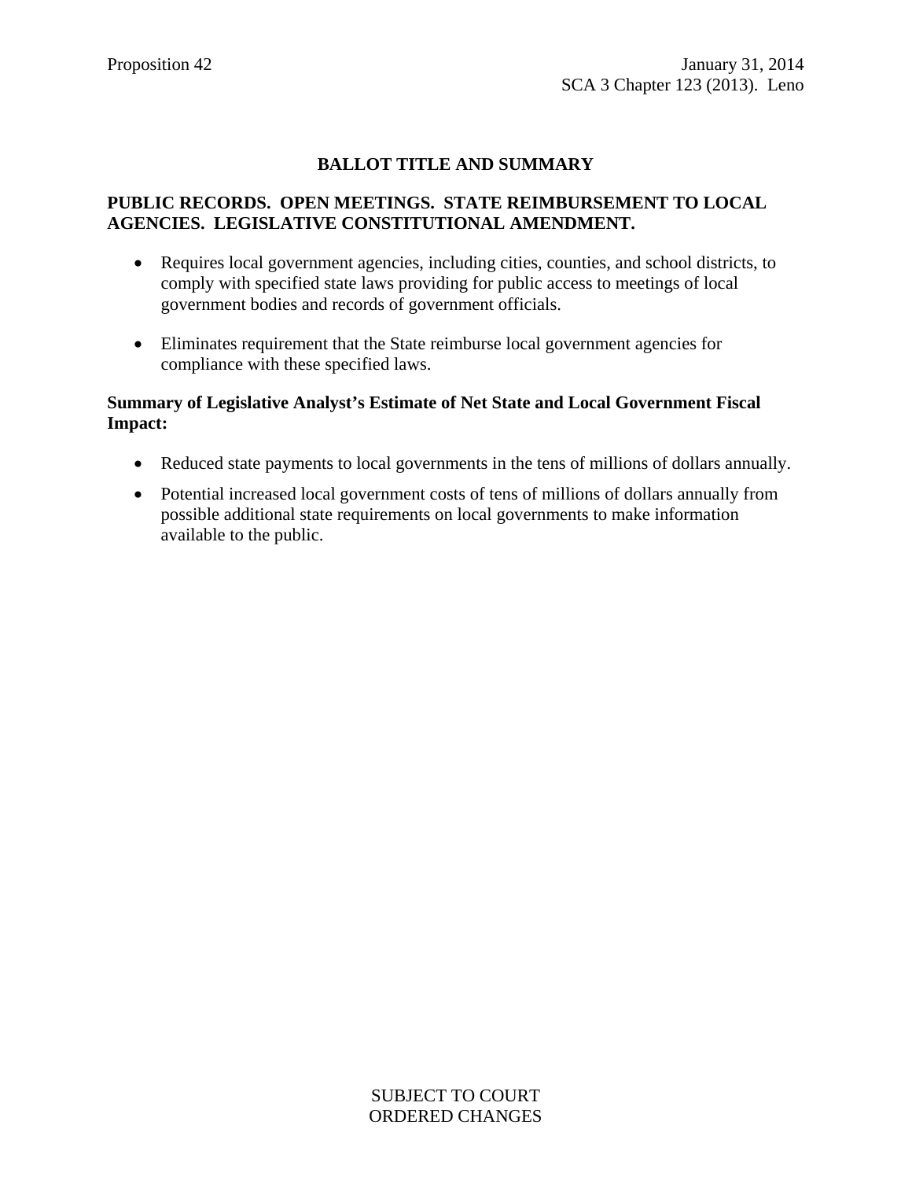Proposition 42

January 31, 2014
SCA 3 Chapter 123 (2013). Leno

## BALLOT TITLE AND SUMMARY

**PUBLIC RECORDS. OPEN MEETINGS. STATE REIMBURSEMENT TO LOCAL AGENCIES. LEGISLATIVE CONSTITUTIONAL AMENDMENT.**

- Requires local government agencies, including cities, counties, and school districts, to comply with specified state laws providing for public access to meetings of local government bodies and records of government officials.

- Eliminates requirement that the State reimburse local government agencies for compliance with these specified laws.

**Summary of Legislative Analyst's Estimate of Net State and Local Government Fiscal Impact:**

- Reduced state payments to local governments in the tens of millions of dollars annually.
- Potential increased local government costs of tens of millions of dollars annually from possible additional state requirements on local governments to make information available to the public.

SUBJECT TO COURT
ORDERED CHANGES